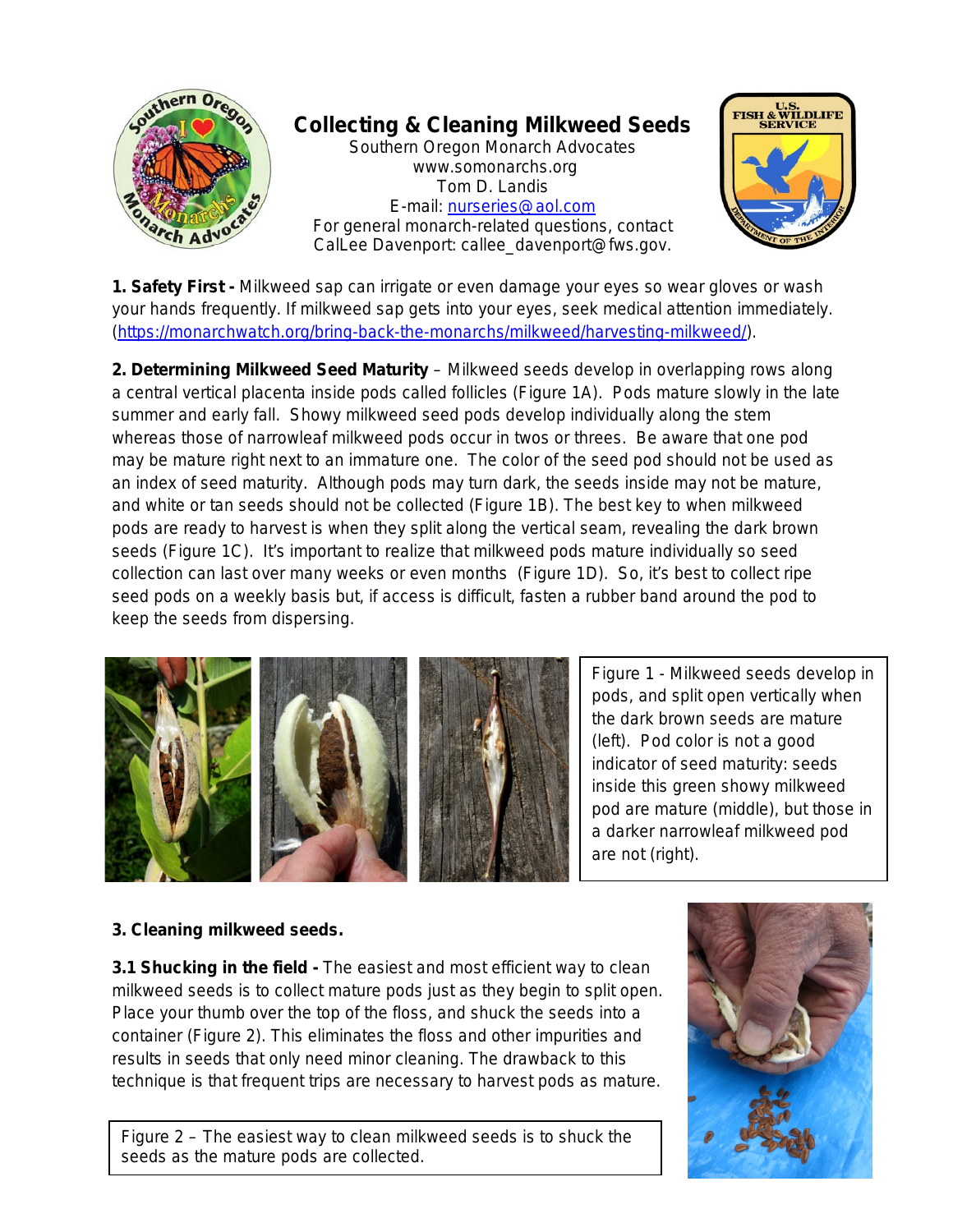# Collecting & Cleaning Milkweed Seeds

Southern Oregon Monarch Advocates
www.somonarchs.org
Tom D. Landis
E-mail: nurseries@aol.com
For general monarch-related questions, contact CalLee Davenport: callee_davenport@fws.gov.

**1. Safety First -** Milkweed sap can irrigate or even damage your eyes so wear gloves or wash your hands frequently. If milkweed sap gets into your eyes, seek medical attention immediately. (https://monarchwatch.org/bring-back-the-monarchs/milkweed/harvesting-milkweed/).

**2. Determining Milkweed Seed Maturity** – Milkweed seeds develop in overlapping rows along a central vertical placenta inside pods called follicles (Figure 1A). Pods mature slowly in the late summer and early fall. Showy milkweed seed pods develop individually along the stem whereas those of narrowleaf milkweed pods occur in twos or threes. Be aware that one pod may be mature right next to an immature one. The color of the seed pod should not be used as an index of seed maturity. Although pods may turn dark, the seeds inside may not be mature, and white or tan seeds should not be collected (Figure 1B). The best key to when milkweed pods are ready to harvest is when they split along the vertical seam, revealing the dark brown seeds (Figure 1C). It's important to realize that milkweed pods mature individually so seed collection can last over many weeks or even months (Figure 1D). So, it's best to collect ripe seed pods on a weekly basis but, if access is difficult, fasten a rubber band around the pod to keep the seeds from dispersing.

Figure 1 - Milkweed seeds develop in pods, and split open vertically when the dark brown seeds are mature (left). Pod color is not a good indicator of seed maturity: seeds inside this green showy milkweed pod are mature (middle), but those in a darker narrowleaf milkweed pod are not (right).

**3. Cleaning milkweed seeds.**

**3.1 Shucking in the field -** The easiest and most efficient way to clean milkweed seeds is to collect mature pods just as they begin to split open. Place your thumb over the top of the floss, and shuck the seeds into a container (Figure 2). This eliminates the floss and other impurities and results in seeds that only need minor cleaning. The drawback to this technique is that frequent trips are necessary to harvest pods as mature.

Figure 2 – The easiest way to clean milkweed seeds is to shuck the seeds as the mature pods are collected.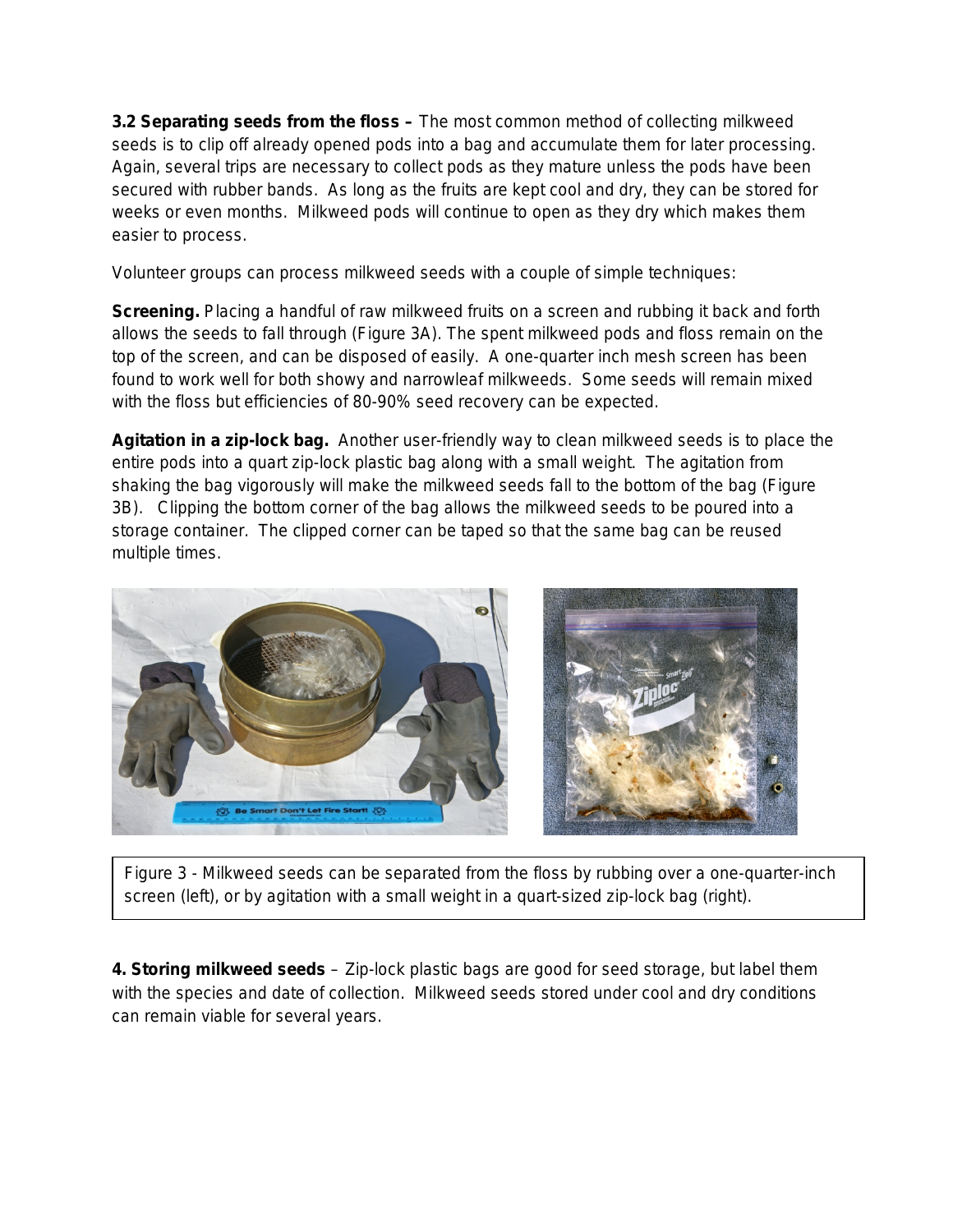**3.2 Separating seeds from the floss –** The most common method of collecting milkweed seeds is to clip off already opened pods into a bag and accumulate them for later processing. Again, several trips are necessary to collect pods as they mature unless the pods have been secured with rubber bands. As long as the fruits are kept cool and dry, they can be stored for weeks or even months. Milkweed pods will continue to open as they dry which makes them easier to process.

Volunteer groups can process milkweed seeds with a couple of simple techniques:

**Screening.** Placing a handful of raw milkweed fruits on a screen and rubbing it back and forth allows the seeds to fall through (Figure 3A). The spent milkweed pods and floss remain on the top of the screen, and can be disposed of easily. A one-quarter inch mesh screen has been found to work well for both showy and narrowleaf milkweeds. Some seeds will remain mixed with the floss but efficiencies of 80-90% seed recovery can be expected.

**Agitation in a zip-lock bag.** Another user-friendly way to clean milkweed seeds is to place the entire pods into a quart zip-lock plastic bag along with a small weight. The agitation from shaking the bag vigorously will make the milkweed seeds fall to the bottom of the bag (Figure 3B). Clipping the bottom corner of the bag allows the milkweed seeds to be poured into a storage container. The clipped corner can be taped so that the same bag can be reused multiple times.

Figure 3 - Milkweed seeds can be separated from the floss by rubbing over a one-quarter-inch screen (left), or by agitation with a small weight in a quart-sized zip-lock bag (right).

**4. Storing milkweed seeds** – Zip-lock plastic bags are good for seed storage, but label them with the species and date of collection. Milkweed seeds stored under cool and dry conditions can remain viable for several years.